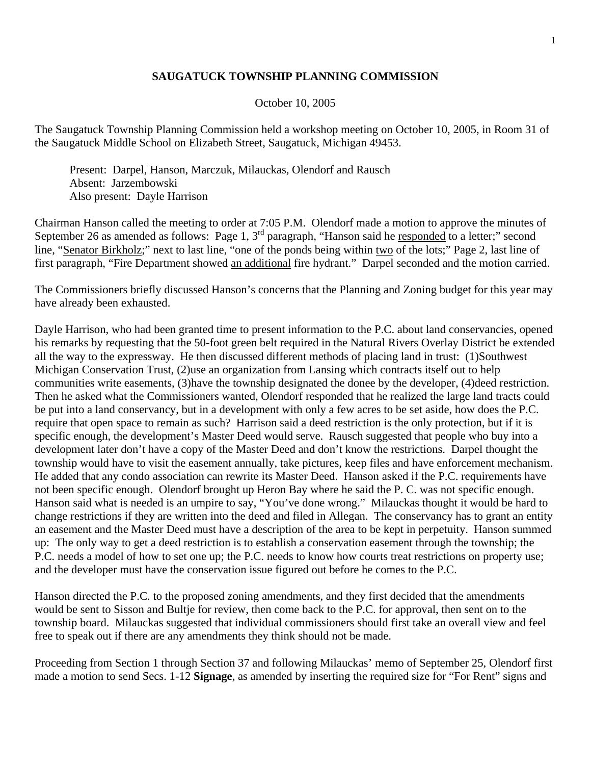**SAUGATUCK TOWNSHIP PLANNING COMMISSION**

October 10, 2005

The Saugatuck Township Planning Commission held a workshop meeting on October 10, 2005, in Room 31 of the Saugatuck Middle School on Elizabeth Street, Saugatuck, Michigan 49453.

Present: Darpel, Hanson, Marczuk, Milauckas, Olendorf and Rausch
Absent: Jarzembowski
Also present: Dayle Harrison

Chairman Hanson called the meeting to order at 7:05 P.M. Olendorf made a motion to approve the minutes of September 26 as amended as follows: Page 1, 3rd paragraph, "Hanson said he responded to a letter;" second line, "Senator Birkholz;" next to last line, "one of the ponds being within two of the lots;" Page 2, last line of first paragraph, "Fire Department showed an additional fire hydrant." Darpel seconded and the motion carried.

The Commissioners briefly discussed Hanson's concerns that the Planning and Zoning budget for this year may have already been exhausted.

Dayle Harrison, who had been granted time to present information to the P.C. about land conservancies, opened his remarks by requesting that the 50-foot green belt required in the Natural Rivers Overlay District be extended all the way to the expressway. He then discussed different methods of placing land in trust: (1)Southwest Michigan Conservation Trust, (2)use an organization from Lansing which contracts itself out to help communities write easements, (3)have the township designated the donee by the developer, (4)deed restriction. Then he asked what the Commissioners wanted, Olendorf responded that he realized the large land tracts could be put into a land conservancy, but in a development with only a few acres to be set aside, how does the P.C. require that open space to remain as such? Harrison said a deed restriction is the only protection, but if it is specific enough, the development's Master Deed would serve. Rausch suggested that people who buy into a development later don't have a copy of the Master Deed and don't know the restrictions. Darpel thought the township would have to visit the easement annually, take pictures, keep files and have enforcement mechanism. He added that any condo association can rewrite its Master Deed. Hanson asked if the P.C. requirements have not been specific enough. Olendorf brought up Heron Bay where he said the P. C. was not specific enough. Hanson said what is needed is an umpire to say, "You've done wrong." Milauckas thought it would be hard to change restrictions if they are written into the deed and filed in Allegan. The conservancy has to grant an entity an easement and the Master Deed must have a description of the area to be kept in perpetuity. Hanson summed up: The only way to get a deed restriction is to establish a conservation easement through the township; the P.C. needs a model of how to set one up; the P.C. needs to know how courts treat restrictions on property use; and the developer must have the conservation issue figured out before he comes to the P.C.

Hanson directed the P.C. to the proposed zoning amendments, and they first decided that the amendments would be sent to Sisson and Bultje for review, then come back to the P.C. for approval, then sent on to the township board. Milauckas suggested that individual commissioners should first take an overall view and feel free to speak out if there are any amendments they think should not be made.

Proceeding from Section 1 through Section 37 and following Milauckas' memo of September 25, Olendorf first made a motion to send Secs. 1-12 **Signage**, as amended by inserting the required size for "For Rent" signs and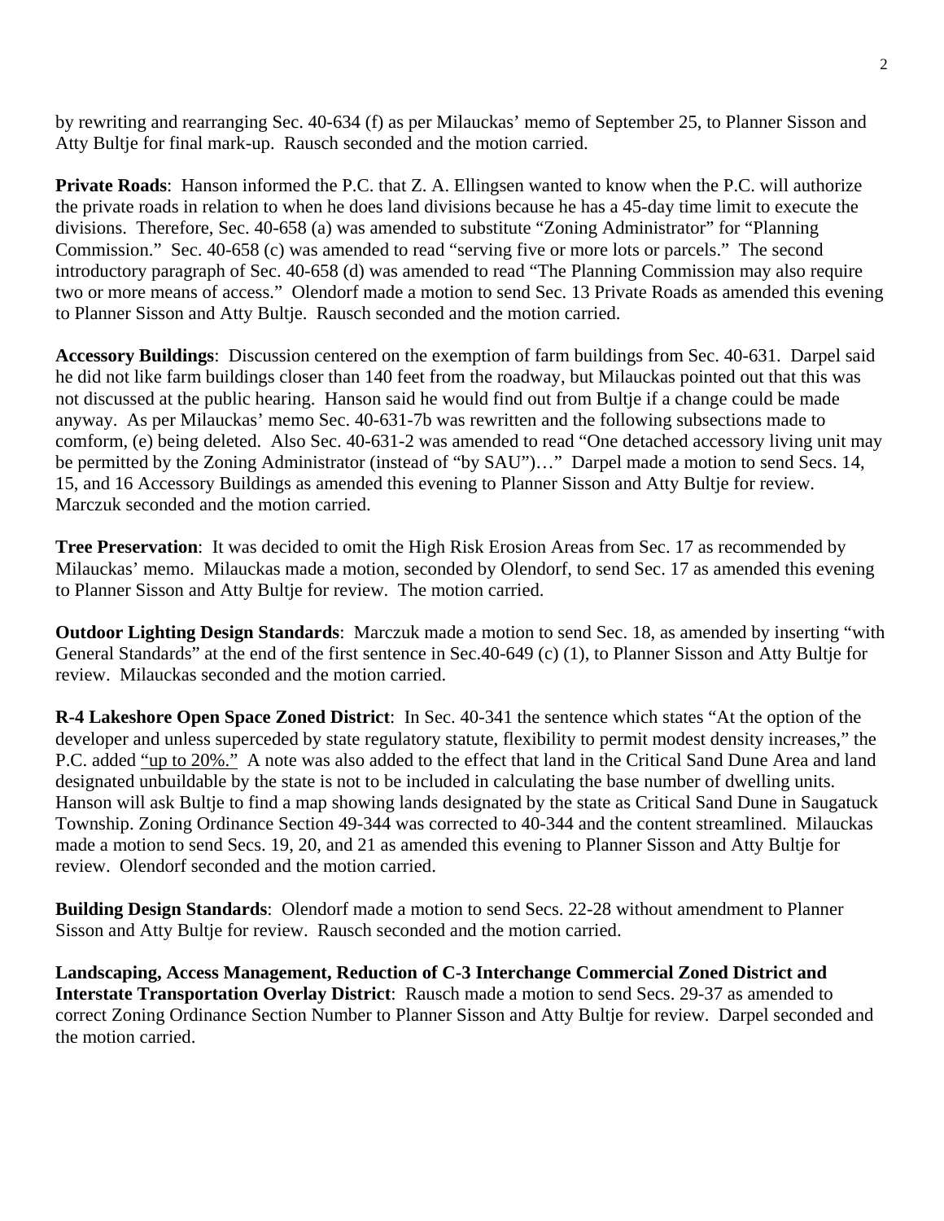by rewriting and rearranging Sec. 40-634 (f) as per Milauckas' memo of September 25, to Planner Sisson and Atty Bultje for final mark-up. Rausch seconded and the motion carried.

**Private Roads**: Hanson informed the P.C. that Z. A. Ellingsen wanted to know when the P.C. will authorize the private roads in relation to when he does land divisions because he has a 45-day time limit to execute the divisions. Therefore, Sec. 40-658 (a) was amended to substitute "Zoning Administrator" for "Planning Commission." Sec. 40-658 (c) was amended to read "serving five or more lots or parcels." The second introductory paragraph of Sec. 40-658 (d) was amended to read "The Planning Commission may also require two or more means of access." Olendorf made a motion to send Sec. 13 Private Roads as amended this evening to Planner Sisson and Atty Bultje. Rausch seconded and the motion carried.

**Accessory Buildings**: Discussion centered on the exemption of farm buildings from Sec. 40-631. Darpel said he did not like farm buildings closer than 140 feet from the roadway, but Milauckas pointed out that this was not discussed at the public hearing. Hanson said he would find out from Bultje if a change could be made anyway. As per Milauckas' memo Sec. 40-631-7b was rewritten and the following subsections made to comform, (e) being deleted. Also Sec. 40-631-2 was amended to read "One detached accessory living unit may be permitted by the Zoning Administrator (instead of "by SAU")…" Darpel made a motion to send Secs. 14, 15, and 16 Accessory Buildings as amended this evening to Planner Sisson and Atty Bultje for review. Marczuk seconded and the motion carried.

**Tree Preservation**: It was decided to omit the High Risk Erosion Areas from Sec. 17 as recommended by Milauckas' memo. Milauckas made a motion, seconded by Olendorf, to send Sec. 17 as amended this evening to Planner Sisson and Atty Bultje for review. The motion carried.

**Outdoor Lighting Design Standards**: Marczuk made a motion to send Sec. 18, as amended by inserting "with General Standards" at the end of the first sentence in Sec.40-649 (c) (1), to Planner Sisson and Atty Bultje for review. Milauckas seconded and the motion carried.

**R-4 Lakeshore Open Space Zoned District**: In Sec. 40-341 the sentence which states "At the option of the developer and unless superceded by state regulatory statute, flexibility to permit modest density increases," the P.C. added "up to 20%." A note was also added to the effect that land in the Critical Sand Dune Area and land designated unbuildable by the state is not to be included in calculating the base number of dwelling units. Hanson will ask Bultje to find a map showing lands designated by the state as Critical Sand Dune in Saugatuck Township. Zoning Ordinance Section 49-344 was corrected to 40-344 and the content streamlined. Milauckas made a motion to send Secs. 19, 20, and 21 as amended this evening to Planner Sisson and Atty Bultje for review. Olendorf seconded and the motion carried.

**Building Design Standards**: Olendorf made a motion to send Secs. 22-28 without amendment to Planner Sisson and Atty Bultje for review. Rausch seconded and the motion carried.

**Landscaping, Access Management, Reduction of C-3 Interchange Commercial Zoned District and Interstate Transportation Overlay District**: Rausch made a motion to send Secs. 29-37 as amended to correct Zoning Ordinance Section Number to Planner Sisson and Atty Bultje for review. Darpel seconded and the motion carried.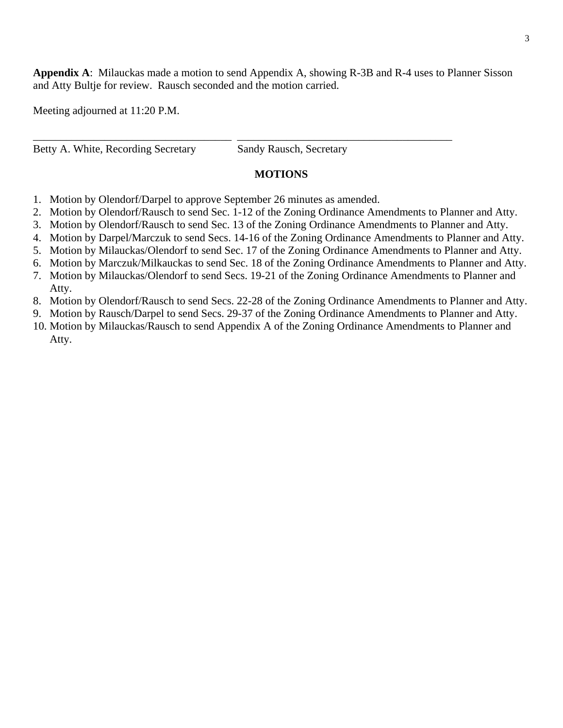**Appendix A**: Milauckas made a motion to send Appendix A, showing R-3B and R-4 uses to Planner Sisson and Atty Bultje for review. Rausch seconded and the motion carried.

Meeting adjourned at 11:20 P.M.

\_\_\_\_\_\_\_\_\_\_\_\_\_\_\_\_\_\_\_\_\_\_\_\_\_\_\_\_\_\_\_\_\_\_\_\_ \_\_\_\_\_\_\_\_\_\_\_\_\_\_\_\_\_\_\_\_\_\_\_\_\_\_\_\_\_\_\_\_\_\_\_\_\_\_\_

Betty A. White, Recording Secretary Sandy Rausch, Secretary

**MOTIONS**

1. Motion by Olendorf/Darpel to approve September 26 minutes as amended.
2. Motion by Olendorf/Rausch to send Sec. 1-12 of the Zoning Ordinance Amendments to Planner and Atty.
3. Motion by Olendorf/Rausch to send Sec. 13 of the Zoning Ordinance Amendments to Planner and Atty.
4. Motion by Darpel/Marczuk to send Secs. 14-16 of the Zoning Ordinance Amendments to Planner and Atty.
5. Motion by Milauckas/Olendorf to send Sec. 17 of the Zoning Ordinance Amendments to Planner and Atty.
6. Motion by Marczuk/Milkauckas to send Sec. 18 of the Zoning Ordinance Amendments to Planner and Atty.
7. Motion by Milauckas/Olendorf to send Secs. 19-21 of the Zoning Ordinance Amendments to Planner and Atty.
8. Motion by Olendorf/Rausch to send Secs. 22-28 of the Zoning Ordinance Amendments to Planner and Atty.
9. Motion by Rausch/Darpel to send Secs. 29-37 of the Zoning Ordinance Amendments to Planner and Atty.
10. Motion by Milauckas/Rausch to send Appendix A of the Zoning Ordinance Amendments to Planner and Atty.